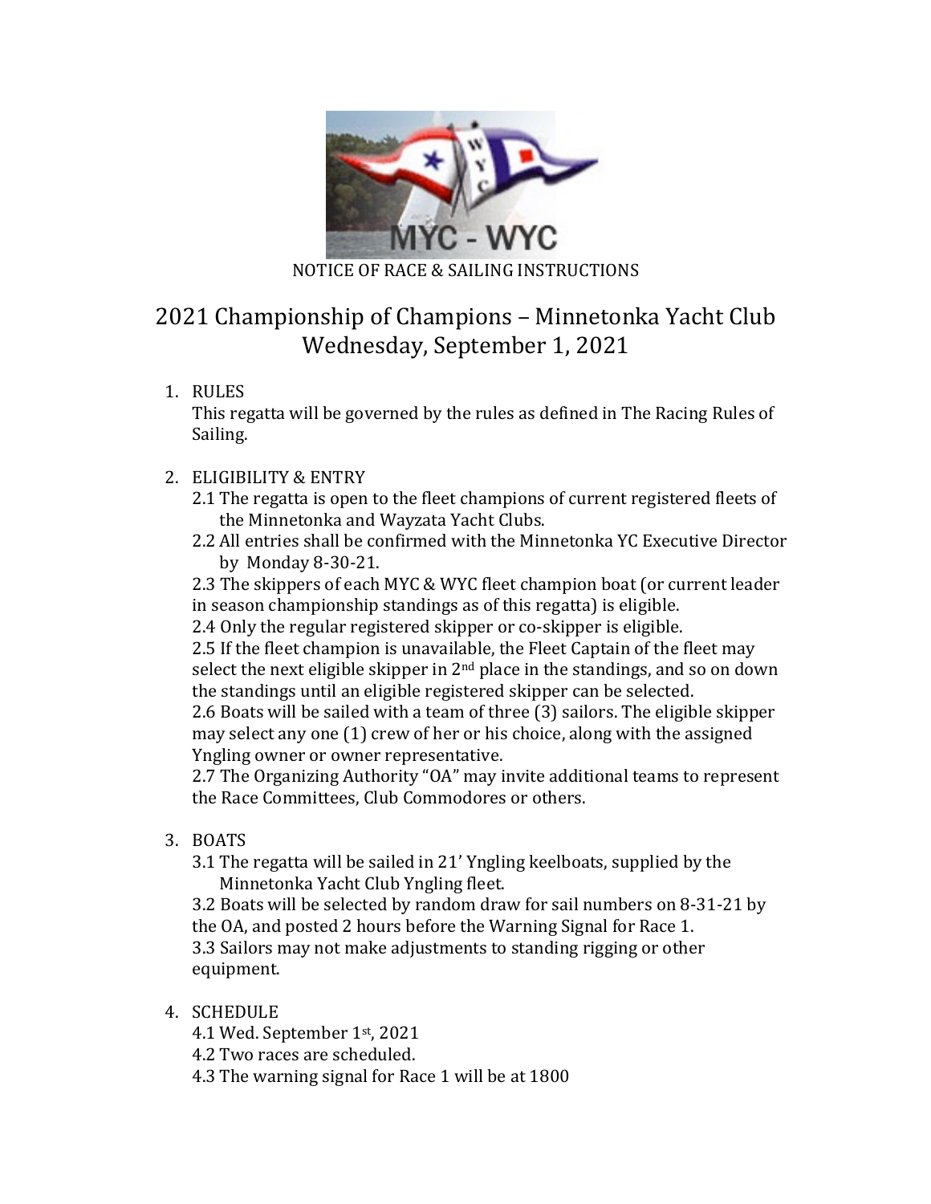NOTICE OF RACE & SAILING INSTRUCTIONS

# 2021 Championship of Champions – Minnetonka Yacht Club
## Wednesday, September 1, 2021

1. RULES
   This regatta will be governed by the rules as defined in The Racing Rules of Sailing.

2. ELIGIBILITY & ENTRY
   2.1 The regatta is open to the fleet champions of current registered fleets of the Minnetonka and Wayzata Yacht Clubs.
   2.2 All entries shall be confirmed with the Minnetonka YC Executive Director by Monday 8-30-21.
   2.3 The skippers of each MYC & WYC fleet champion boat (or current leader in season championship standings as of this regatta) is eligible.
   2.4 Only the regular registered skipper or co-skipper is eligible.
   2.5 If the fleet champion is unavailable, the Fleet Captain of the fleet may select the next eligible skipper in 2nd place in the standings, and so on down the standings until an eligible registered skipper can be selected.
   2.6 Boats will be sailed with a team of three (3) sailors. The eligible skipper may select any one (1) crew of her or his choice, along with the assigned Yngling owner or owner representative.
   2.7 The Organizing Authority "OA" may invite additional teams to represent the Race Committees, Club Commodores or others.

3. BOATS
   3.1 The regatta will be sailed in 21' Yngling keelboats, supplied by the Minnetonka Yacht Club Yngling fleet.
   3.2 Boats will be selected by random draw for sail numbers on 8-31-21 by the OA, and posted 2 hours before the Warning Signal for Race 1.
   3.3 Sailors may not make adjustments to standing rigging or other equipment.

4. SCHEDULE
   4.1 Wed. September 1st, 2021
   4.2 Two races are scheduled.
   4.3 The warning signal for Race 1 will be at 1800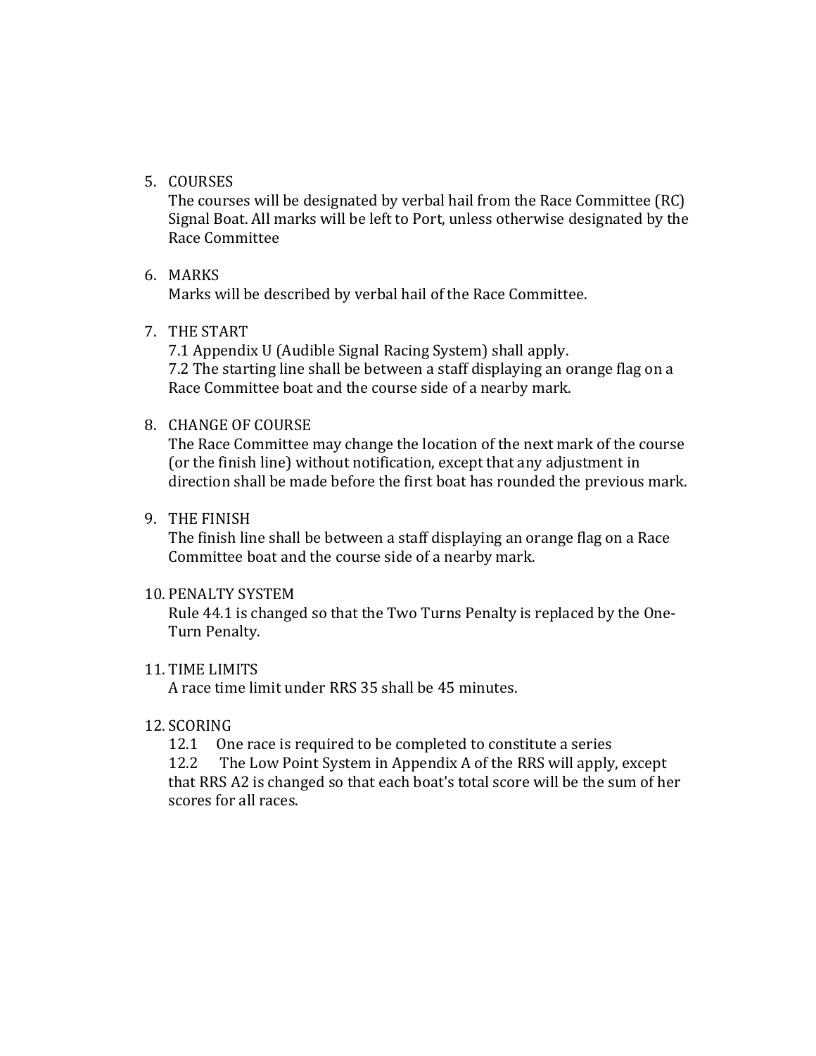5. COURSES
   The courses will be designated by verbal hail from the Race Committee (RC) Signal Boat. All marks will be left to Port, unless otherwise designated by the Race Committee

6. MARKS
   Marks will be described by verbal hail of the Race Committee.

7. THE START
   7.1 Appendix U (Audible Signal Racing System) shall apply.
   7.2 The starting line shall be between a staff displaying an orange flag on a Race Committee boat and the course side of a nearby mark.

8. CHANGE OF COURSE
   The Race Committee may change the location of the next mark of the course (or the finish line) without notification, except that any adjustment in direction shall be made before the first boat has rounded the previous mark.

9. THE FINISH
   The finish line shall be between a staff displaying an orange flag on a Race Committee boat and the course side of a nearby mark.

10. PENALTY SYSTEM
    Rule 44.1 is changed so that the Two Turns Penalty is replaced by the One-Turn Penalty.

11. TIME LIMITS
    A race time limit under RRS 35 shall be 45 minutes.

12. SCORING
    12.1 One race is required to be completed to constitute a series
    12.2 The Low Point System in Appendix A of the RRS will apply, except that RRS A2 is changed so that each boat's total score will be the sum of her scores for all races.